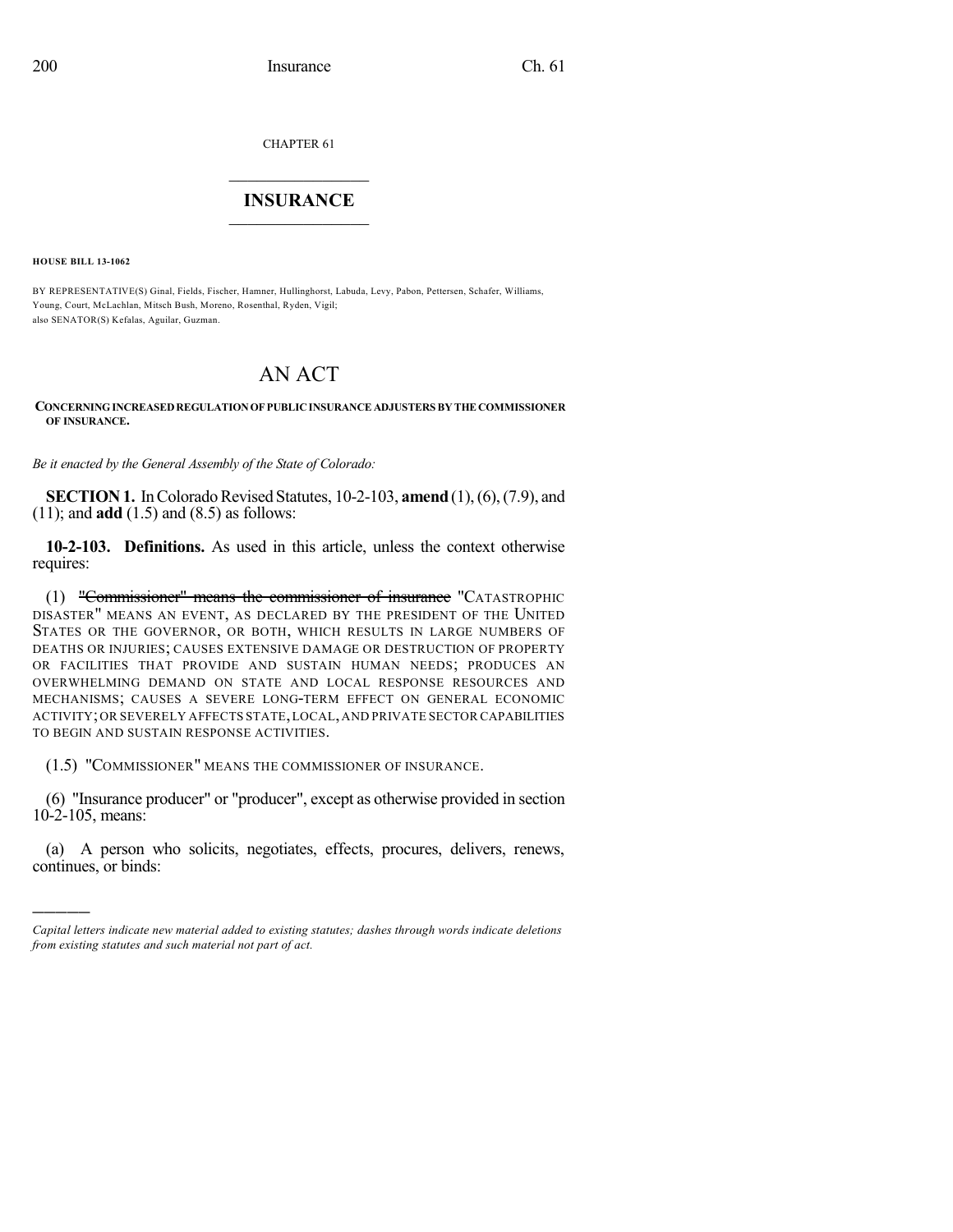CHAPTER 61

# INSURANCE

**HOUSE BILL 13-1062**

BY REPRESENTATIVE(S) Ginal, Fields, Fischer, Hamner, Hullinghorst, Labuda, Levy, Pabon, Pettersen, Schafer, Williams, Young, Court, McLachlan, Mitsch Bush, Moreno, Rosenthal, Ryden, Vigil;
also SENATOR(S) Kefalas, Aguilar, Guzman.

# AN ACT

**CONCERNING INCREASED REGULATION OF PUBLIC INSURANCE ADJUSTERS BY THE COMMISSIONER OF INSURANCE.**

*Be it enacted by the General Assembly of the State of Colorado:*

**SECTION 1.** In Colorado Revised Statutes, 10-2-103, **amend** (1), (6), (7.9), and (11); and **add** (1.5) and (8.5) as follows:

**10-2-103. Definitions.** As used in this article, unless the context otherwise requires:

(1) ~~"Commissioner" means the commissioner of insurance~~ "CATASTROPHIC DISASTER" MEANS AN EVENT, AS DECLARED BY THE PRESIDENT OF THE UNITED STATES OR THE GOVERNOR, OR BOTH, WHICH RESULTS IN LARGE NUMBERS OF DEATHS OR INJURIES; CAUSES EXTENSIVE DAMAGE OR DESTRUCTION OF PROPERTY OR FACILITIES THAT PROVIDE AND SUSTAIN HUMAN NEEDS; PRODUCES AN OVERWHELMING DEMAND ON STATE AND LOCAL RESPONSE RESOURCES AND MECHANISMS; CAUSES A SEVERE LONG-TERM EFFECT ON GENERAL ECONOMIC ACTIVITY; OR SEVERELY AFFECTS STATE, LOCAL, AND PRIVATE SECTOR CAPABILITIES TO BEGIN AND SUSTAIN RESPONSE ACTIVITIES.

(1.5) "COMMISSIONER" MEANS THE COMMISSIONER OF INSURANCE.

(6) "Insurance producer" or "producer", except as otherwise provided in section 10-2-105, means:

(a) A person who solicits, negotiates, effects, procures, delivers, renews, continues, or binds:

---

*Capital letters indicate new material added to existing statutes; dashes through words indicate deletions from existing statutes and such material not part of act.*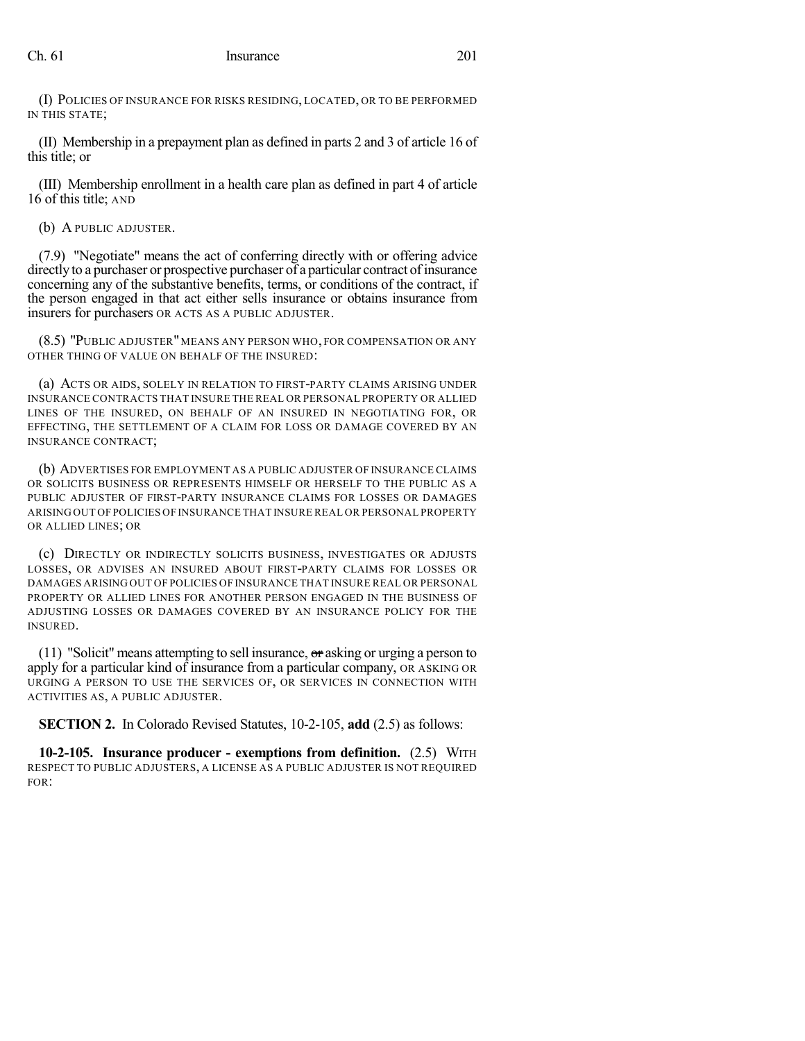(I) POLICIES OF INSURANCE FOR RISKS RESIDING, LOCATED, OR TO BE PERFORMED IN THIS STATE;

(II) Membership in a prepayment plan as defined in parts 2 and 3 of article 16 of this title; or

(III) Membership enrollment in a health care plan as defined in part 4 of article 16 of this title; AND

(b) A PUBLIC ADJUSTER.

(7.9) "Negotiate" means the act of conferring directly with or offering advice directly to a purchaser or prospective purchaser of a particular contract of insurance concerning any of the substantive benefits, terms, or conditions of the contract, if the person engaged in that act either sells insurance or obtains insurance from insurers for purchasers OR ACTS AS A PUBLIC ADJUSTER.

(8.5) "PUBLIC ADJUSTER" MEANS ANY PERSON WHO, FOR COMPENSATION OR ANY OTHER THING OF VALUE ON BEHALF OF THE INSURED:

(a) ACTS OR AIDS, SOLELY IN RELATION TO FIRST-PARTY CLAIMS ARISING UNDER INSURANCE CONTRACTS THAT INSURE THE REAL OR PERSONAL PROPERTY OR ALLIED LINES OF THE INSURED, ON BEHALF OF AN INSURED IN NEGOTIATING FOR, OR EFFECTING, THE SETTLEMENT OF A CLAIM FOR LOSS OR DAMAGE COVERED BY AN INSURANCE CONTRACT;

(b) ADVERTISES FOR EMPLOYMENT AS A PUBLIC ADJUSTER OF INSURANCE CLAIMS OR SOLICITS BUSINESS OR REPRESENTS HIMSELF OR HERSELF TO THE PUBLIC AS A PUBLIC ADJUSTER OF FIRST-PARTY INSURANCE CLAIMS FOR LOSSES OR DAMAGES ARISING OUT OF POLICIES OF INSURANCE THAT INSURE REAL OR PERSONAL PROPERTY OR ALLIED LINES; OR

(c) DIRECTLY OR INDIRECTLY SOLICITS BUSINESS, INVESTIGATES OR ADJUSTS LOSSES, OR ADVISES AN INSURED ABOUT FIRST-PARTY CLAIMS FOR LOSSES OR DAMAGES ARISING OUT OF POLICIES OF INSURANCE THAT INSURE REAL OR PERSONAL PROPERTY OR ALLIED LINES FOR ANOTHER PERSON ENGAGED IN THE BUSINESS OF ADJUSTING LOSSES OR DAMAGES COVERED BY AN INSURANCE POLICY FOR THE INSURED.

(11) "Solicit" means attempting to sell insurance, ~~or~~ asking or urging a person to apply for a particular kind of insurance from a particular company, OR ASKING OR URGING A PERSON TO USE THE SERVICES OF, OR SERVICES IN CONNECTION WITH ACTIVITIES AS, A PUBLIC ADJUSTER.

**SECTION 2.** In Colorado Revised Statutes, 10-2-105, **add** (2.5) as follows:

**10-2-105. Insurance producer - exemptions from definition.** (2.5) WITH RESPECT TO PUBLIC ADJUSTERS, A LICENSE AS A PUBLIC ADJUSTER IS NOT REQUIRED FOR: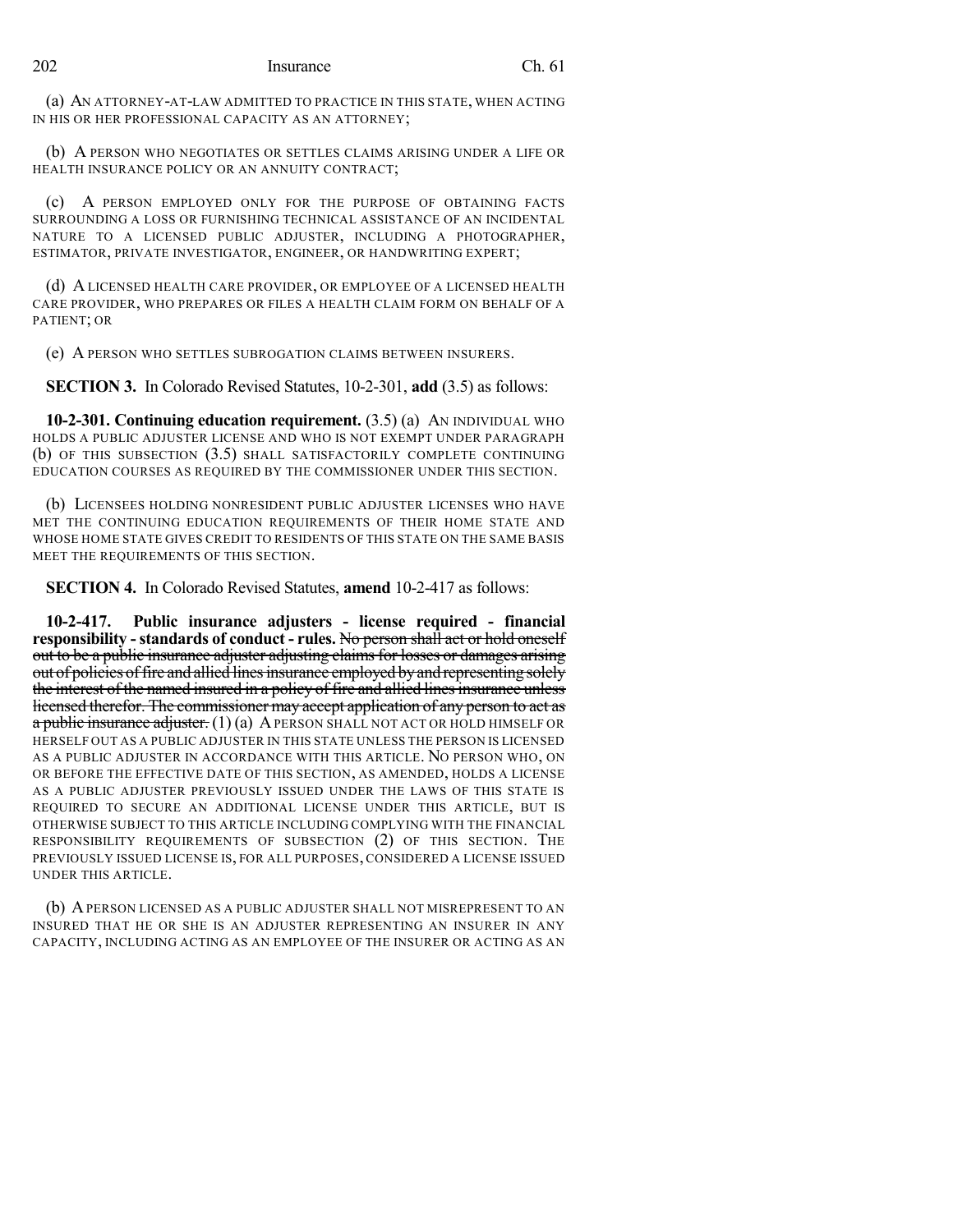(a) AN ATTORNEY-AT-LAW ADMITTED TO PRACTICE IN THIS STATE, WHEN ACTING IN HIS OR HER PROFESSIONAL CAPACITY AS AN ATTORNEY;

(b) A PERSON WHO NEGOTIATES OR SETTLES CLAIMS ARISING UNDER A LIFE OR HEALTH INSURANCE POLICY OR AN ANNUITY CONTRACT;

(c) A PERSON EMPLOYED ONLY FOR THE PURPOSE OF OBTAINING FACTS SURROUNDING A LOSS OR FURNISHING TECHNICAL ASSISTANCE OF AN INCIDENTAL NATURE TO A LICENSED PUBLIC ADJUSTER, INCLUDING A PHOTOGRAPHER, ESTIMATOR, PRIVATE INVESTIGATOR, ENGINEER, OR HANDWRITING EXPERT;

(d) A LICENSED HEALTH CARE PROVIDER, OR EMPLOYEE OF A LICENSED HEALTH CARE PROVIDER, WHO PREPARES OR FILES A HEALTH CLAIM FORM ON BEHALF OF A PATIENT; OR

(e) A PERSON WHO SETTLES SUBROGATION CLAIMS BETWEEN INSURERS.

**SECTION 3.** In Colorado Revised Statutes, 10-2-301, **add** (3.5) as follows:

**10-2-301. Continuing education requirement.** (3.5) (a) AN INDIVIDUAL WHO HOLDS A PUBLIC ADJUSTER LICENSE AND WHO IS NOT EXEMPT UNDER PARAGRAPH (b) OF THIS SUBSECTION (3.5) SHALL SATISFACTORILY COMPLETE CONTINUING EDUCATION COURSES AS REQUIRED BY THE COMMISSIONER UNDER THIS SECTION.

(b) LICENSEES HOLDING NONRESIDENT PUBLIC ADJUSTER LICENSES WHO HAVE MET THE CONTINUING EDUCATION REQUIREMENTS OF THEIR HOME STATE AND WHOSE HOME STATE GIVES CREDIT TO RESIDENTS OF THIS STATE ON THE SAME BASIS MEET THE REQUIREMENTS OF THIS SECTION.

**SECTION 4.** In Colorado Revised Statutes, **amend** 10-2-417 as follows:

**10-2-417. Public insurance adjusters - license required - financial responsibility - standards of conduct - rules.** ~~No person shall act or hold oneself out to be a public insurance adjuster adjusting claims for losses or damages arising out of policies of fire and allied lines insurance employed by and representing solely the interest of the named insured in a policy of fire and allied lines insurance unless licensed therefor. The commissioner may accept application of any person to act as a public insurance adjuster.~~ (1) (a) A PERSON SHALL NOT ACT OR HOLD HIMSELF OR HERSELF OUT AS A PUBLIC ADJUSTER IN THIS STATE UNLESS THE PERSON IS LICENSED AS A PUBLIC ADJUSTER IN ACCORDANCE WITH THIS ARTICLE. NO PERSON WHO, ON OR BEFORE THE EFFECTIVE DATE OF THIS SECTION, AS AMENDED, HOLDS A LICENSE AS A PUBLIC ADJUSTER PREVIOUSLY ISSUED UNDER THE LAWS OF THIS STATE IS REQUIRED TO SECURE AN ADDITIONAL LICENSE UNDER THIS ARTICLE, BUT IS OTHERWISE SUBJECT TO THIS ARTICLE INCLUDING COMPLYING WITH THE FINANCIAL RESPONSIBILITY REQUIREMENTS OF SUBSECTION (2) OF THIS SECTION. THE PREVIOUSLY ISSUED LICENSE IS, FOR ALL PURPOSES, CONSIDERED A LICENSE ISSUED UNDER THIS ARTICLE.

(b) A PERSON LICENSED AS A PUBLIC ADJUSTER SHALL NOT MISREPRESENT TO AN INSURED THAT HE OR SHE IS AN ADJUSTER REPRESENTING AN INSURER IN ANY CAPACITY, INCLUDING ACTING AS AN EMPLOYEE OF THE INSURER OR ACTING AS AN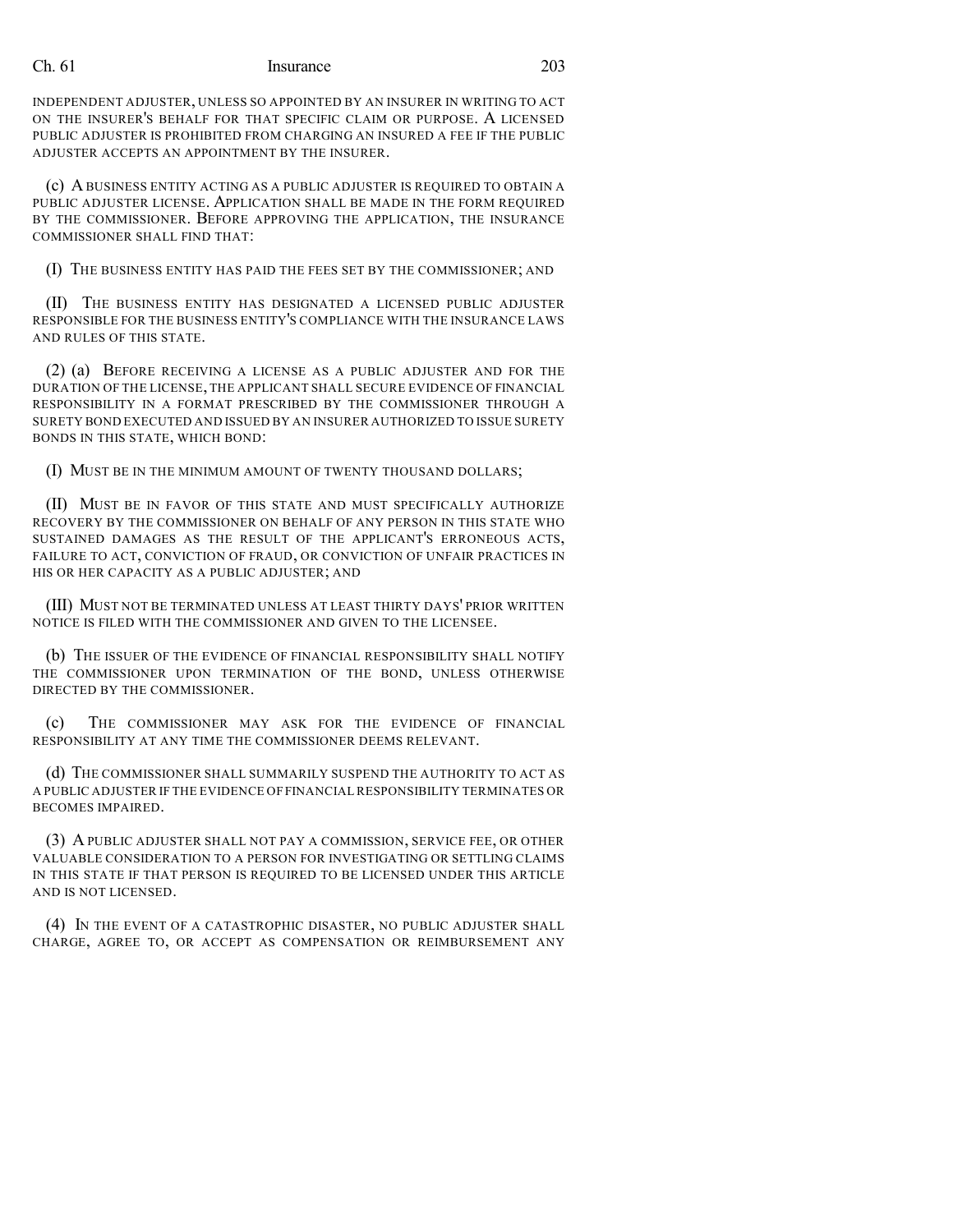INDEPENDENT ADJUSTER, UNLESS SO APPOINTED BY AN INSURER IN WRITING TO ACT ON THE INSURER'S BEHALF FOR THAT SPECIFIC CLAIM OR PURPOSE. A LICENSED PUBLIC ADJUSTER IS PROHIBITED FROM CHARGING AN INSURED A FEE IF THE PUBLIC ADJUSTER ACCEPTS AN APPOINTMENT BY THE INSURER.

(c) A BUSINESS ENTITY ACTING AS A PUBLIC ADJUSTER IS REQUIRED TO OBTAIN A PUBLIC ADJUSTER LICENSE. APPLICATION SHALL BE MADE IN THE FORM REQUIRED BY THE COMMISSIONER. BEFORE APPROVING THE APPLICATION, THE INSURANCE COMMISSIONER SHALL FIND THAT:

(I) THE BUSINESS ENTITY HAS PAID THE FEES SET BY THE COMMISSIONER; AND

(II) THE BUSINESS ENTITY HAS DESIGNATED A LICENSED PUBLIC ADJUSTER RESPONSIBLE FOR THE BUSINESS ENTITY'S COMPLIANCE WITH THE INSURANCE LAWS AND RULES OF THIS STATE.

(2) (a) BEFORE RECEIVING A LICENSE AS A PUBLIC ADJUSTER AND FOR THE DURATION OF THE LICENSE, THE APPLICANT SHALL SECURE EVIDENCE OF FINANCIAL RESPONSIBILITY IN A FORMAT PRESCRIBED BY THE COMMISSIONER THROUGH A SURETY BOND EXECUTED AND ISSUED BY AN INSURER AUTHORIZED TO ISSUE SURETY BONDS IN THIS STATE, WHICH BOND:

(I) MUST BE IN THE MINIMUM AMOUNT OF TWENTY THOUSAND DOLLARS;

(II) MUST BE IN FAVOR OF THIS STATE AND MUST SPECIFICALLY AUTHORIZE RECOVERY BY THE COMMISSIONER ON BEHALF OF ANY PERSON IN THIS STATE WHO SUSTAINED DAMAGES AS THE RESULT OF THE APPLICANT'S ERRONEOUS ACTS, FAILURE TO ACT, CONVICTION OF FRAUD, OR CONVICTION OF UNFAIR PRACTICES IN HIS OR HER CAPACITY AS A PUBLIC ADJUSTER; AND

(III) MUST NOT BE TERMINATED UNLESS AT LEAST THIRTY DAYS' PRIOR WRITTEN NOTICE IS FILED WITH THE COMMISSIONER AND GIVEN TO THE LICENSEE.

(b) THE ISSUER OF THE EVIDENCE OF FINANCIAL RESPONSIBILITY SHALL NOTIFY THE COMMISSIONER UPON TERMINATION OF THE BOND, UNLESS OTHERWISE DIRECTED BY THE COMMISSIONER.

(c) THE COMMISSIONER MAY ASK FOR THE EVIDENCE OF FINANCIAL RESPONSIBILITY AT ANY TIME THE COMMISSIONER DEEMS RELEVANT.

(d) THE COMMISSIONER SHALL SUMMARILY SUSPEND THE AUTHORITY TO ACT AS A PUBLIC ADJUSTER IF THE EVIDENCE OF FINANCIAL RESPONSIBILITY TERMINATES OR BECOMES IMPAIRED.

(3) A PUBLIC ADJUSTER SHALL NOT PAY A COMMISSION, SERVICE FEE, OR OTHER VALUABLE CONSIDERATION TO A PERSON FOR INVESTIGATING OR SETTLING CLAIMS IN THIS STATE IF THAT PERSON IS REQUIRED TO BE LICENSED UNDER THIS ARTICLE AND IS NOT LICENSED.

(4) IN THE EVENT OF A CATASTROPHIC DISASTER, NO PUBLIC ADJUSTER SHALL CHARGE, AGREE TO, OR ACCEPT AS COMPENSATION OR REIMBURSEMENT ANY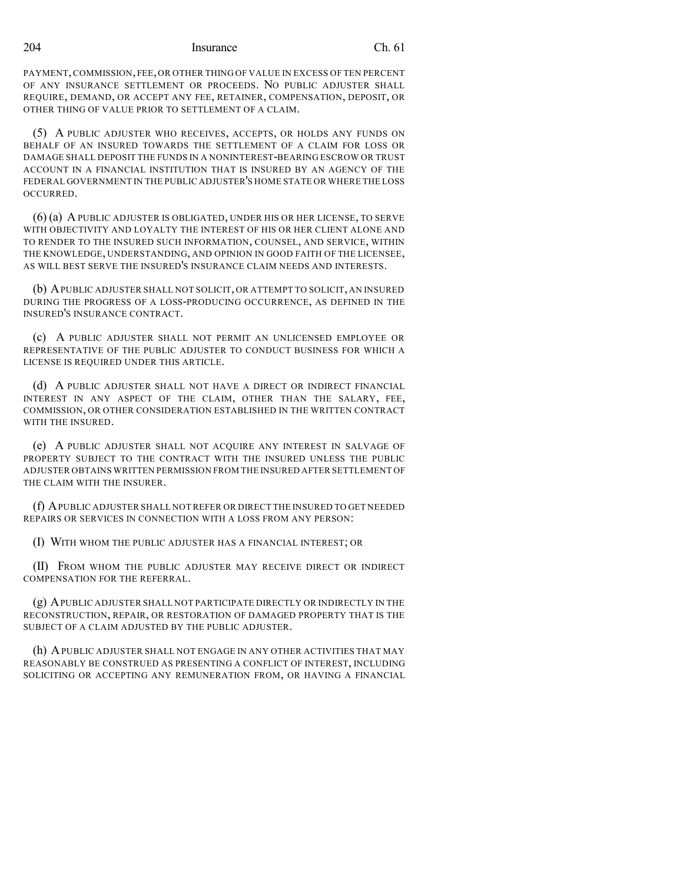PAYMENT, COMMISSION, FEE, OR OTHER THING OF VALUE IN EXCESS OF TEN PERCENT OF ANY INSURANCE SETTLEMENT OR PROCEEDS. NO PUBLIC ADJUSTER SHALL REQUIRE, DEMAND, OR ACCEPT ANY FEE, RETAINER, COMPENSATION, DEPOSIT, OR OTHER THING OF VALUE PRIOR TO SETTLEMENT OF A CLAIM.

(5) A PUBLIC ADJUSTER WHO RECEIVES, ACCEPTS, OR HOLDS ANY FUNDS ON BEHALF OF AN INSURED TOWARDS THE SETTLEMENT OF A CLAIM FOR LOSS OR DAMAGE SHALL DEPOSIT THE FUNDS IN A NONINTEREST-BEARING ESCROW OR TRUST ACCOUNT IN A FINANCIAL INSTITUTION THAT IS INSURED BY AN AGENCY OF THE FEDERAL GOVERNMENT IN THE PUBLIC ADJUSTER'S HOME STATE OR WHERE THE LOSS OCCURRED.

(6) (a) A PUBLIC ADJUSTER IS OBLIGATED, UNDER HIS OR HER LICENSE, TO SERVE WITH OBJECTIVITY AND LOYALTY THE INTEREST OF HIS OR HER CLIENT ALONE AND TO RENDER TO THE INSURED SUCH INFORMATION, COUNSEL, AND SERVICE, WITHIN THE KNOWLEDGE, UNDERSTANDING, AND OPINION IN GOOD FAITH OF THE LICENSEE, AS WILL BEST SERVE THE INSURED'S INSURANCE CLAIM NEEDS AND INTERESTS.

(b) A PUBLIC ADJUSTER SHALL NOT SOLICIT, OR ATTEMPT TO SOLICIT, AN INSURED DURING THE PROGRESS OF A LOSS-PRODUCING OCCURRENCE, AS DEFINED IN THE INSURED'S INSURANCE CONTRACT.

(c) A PUBLIC ADJUSTER SHALL NOT PERMIT AN UNLICENSED EMPLOYEE OR REPRESENTATIVE OF THE PUBLIC ADJUSTER TO CONDUCT BUSINESS FOR WHICH A LICENSE IS REQUIRED UNDER THIS ARTICLE.

(d) A PUBLIC ADJUSTER SHALL NOT HAVE A DIRECT OR INDIRECT FINANCIAL INTEREST IN ANY ASPECT OF THE CLAIM, OTHER THAN THE SALARY, FEE, COMMISSION, OR OTHER CONSIDERATION ESTABLISHED IN THE WRITTEN CONTRACT WITH THE INSURED.

(e) A PUBLIC ADJUSTER SHALL NOT ACQUIRE ANY INTEREST IN SALVAGE OF PROPERTY SUBJECT TO THE CONTRACT WITH THE INSURED UNLESS THE PUBLIC ADJUSTER OBTAINS WRITTEN PERMISSION FROM THE INSURED AFTER SETTLEMENT OF THE CLAIM WITH THE INSURER.

(f) A PUBLIC ADJUSTER SHALL NOT REFER OR DIRECT THE INSURED TO GET NEEDED REPAIRS OR SERVICES IN CONNECTION WITH A LOSS FROM ANY PERSON:

(I) WITH WHOM THE PUBLIC ADJUSTER HAS A FINANCIAL INTEREST; OR

(II) FROM WHOM THE PUBLIC ADJUSTER MAY RECEIVE DIRECT OR INDIRECT COMPENSATION FOR THE REFERRAL.

(g) A PUBLIC ADJUSTER SHALL NOT PARTICIPATE DIRECTLY OR INDIRECTLY IN THE RECONSTRUCTION, REPAIR, OR RESTORATION OF DAMAGED PROPERTY THAT IS THE SUBJECT OF A CLAIM ADJUSTED BY THE PUBLIC ADJUSTER.

(h) A PUBLIC ADJUSTER SHALL NOT ENGAGE IN ANY OTHER ACTIVITIES THAT MAY REASONABLY BE CONSTRUED AS PRESENTING A CONFLICT OF INTEREST, INCLUDING SOLICITING OR ACCEPTING ANY REMUNERATION FROM, OR HAVING A FINANCIAL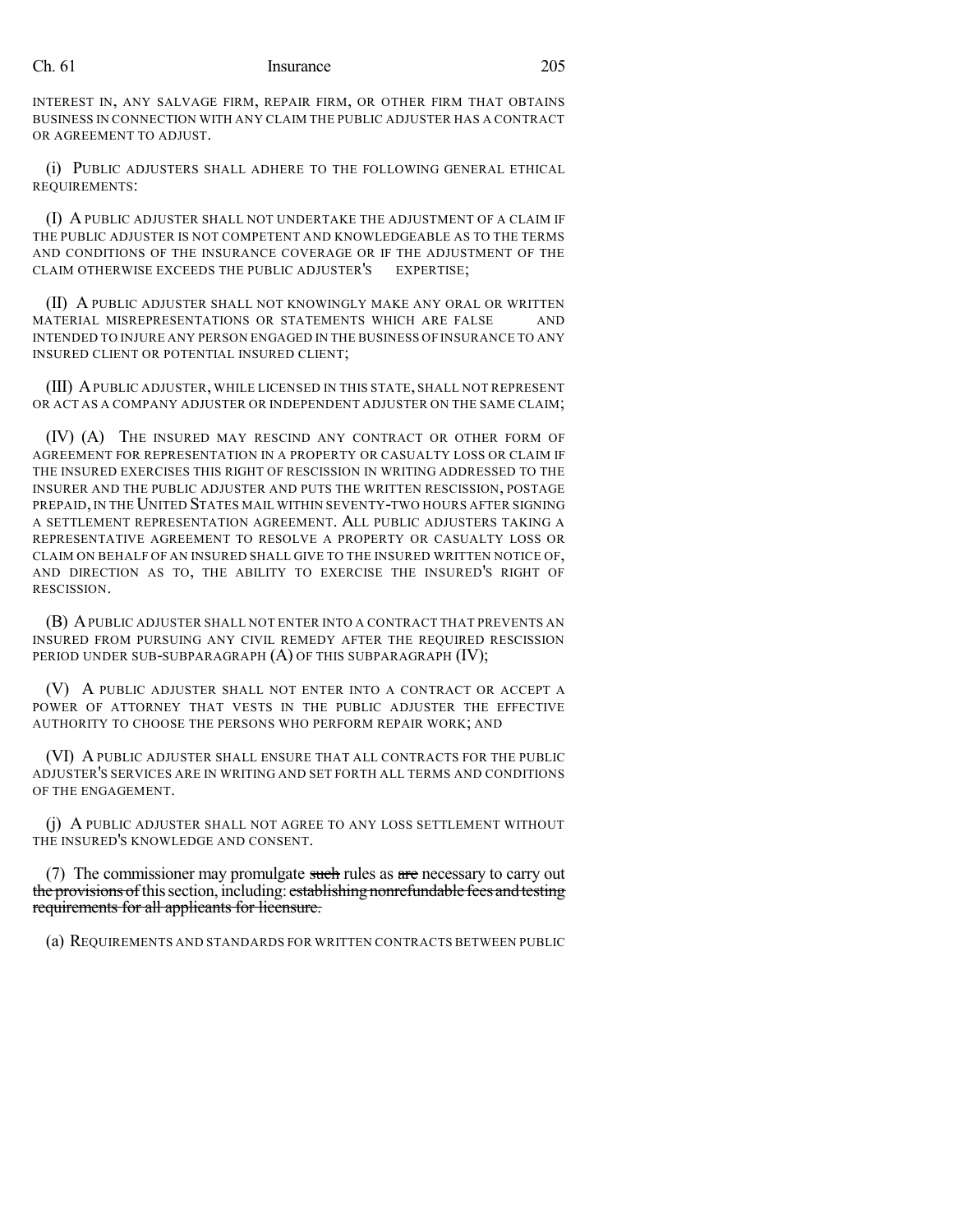INTEREST IN, ANY SALVAGE FIRM, REPAIR FIRM, OR OTHER FIRM THAT OBTAINS BUSINESS IN CONNECTION WITH ANY CLAIM THE PUBLIC ADJUSTER HAS A CONTRACT OR AGREEMENT TO ADJUST.

(i) PUBLIC ADJUSTERS SHALL ADHERE TO THE FOLLOWING GENERAL ETHICAL REQUIREMENTS:

(I) A PUBLIC ADJUSTER SHALL NOT UNDERTAKE THE ADJUSTMENT OF A CLAIM IF THE PUBLIC ADJUSTER IS NOT COMPETENT AND KNOWLEDGEABLE AS TO THE TERMS AND CONDITIONS OF THE INSURANCE COVERAGE OR IF THE ADJUSTMENT OF THE CLAIM OTHERWISE EXCEEDS THE PUBLIC ADJUSTER'S EXPERTISE;

(II) A PUBLIC ADJUSTER SHALL NOT KNOWINGLY MAKE ANY ORAL OR WRITTEN MATERIAL MISREPRESENTATIONS OR STATEMENTS WHICH ARE FALSE AND INTENDED TO INJURE ANY PERSON ENGAGED IN THE BUSINESS OF INSURANCE TO ANY INSURED CLIENT OR POTENTIAL INSURED CLIENT;

(III) A PUBLIC ADJUSTER, WHILE LICENSED IN THIS STATE, SHALL NOT REPRESENT OR ACT AS A COMPANY ADJUSTER OR INDEPENDENT ADJUSTER ON THE SAME CLAIM;

(IV) (A) THE INSURED MAY RESCIND ANY CONTRACT OR OTHER FORM OF AGREEMENT FOR REPRESENTATION IN A PROPERTY OR CASUALTY LOSS OR CLAIM IF THE INSURED EXERCISES THIS RIGHT OF RESCISSION IN WRITING ADDRESSED TO THE INSURER AND THE PUBLIC ADJUSTER AND PUTS THE WRITTEN RESCISSION, POSTAGE PREPAID, IN THE UNITED STATES MAIL WITHIN SEVENTY-TWO HOURS AFTER SIGNING A SETTLEMENT REPRESENTATION AGREEMENT. ALL PUBLIC ADJUSTERS TAKING A REPRESENTATIVE AGREEMENT TO RESOLVE A PROPERTY OR CASUALTY LOSS OR CLAIM ON BEHALF OF AN INSURED SHALL GIVE TO THE INSURED WRITTEN NOTICE OF, AND DIRECTION AS TO, THE ABILITY TO EXERCISE THE INSURED'S RIGHT OF RESCISSION.

(B) A PUBLIC ADJUSTER SHALL NOT ENTER INTO A CONTRACT THAT PREVENTS AN INSURED FROM PURSUING ANY CIVIL REMEDY AFTER THE REQUIRED RESCISSION PERIOD UNDER SUB-SUBPARAGRAPH (A) OF THIS SUBPARAGRAPH (IV);

(V) A PUBLIC ADJUSTER SHALL NOT ENTER INTO A CONTRACT OR ACCEPT A POWER OF ATTORNEY THAT VESTS IN THE PUBLIC ADJUSTER THE EFFECTIVE AUTHORITY TO CHOOSE THE PERSONS WHO PERFORM REPAIR WORK; AND

(VI) A PUBLIC ADJUSTER SHALL ENSURE THAT ALL CONTRACTS FOR THE PUBLIC ADJUSTER'S SERVICES ARE IN WRITING AND SET FORTH ALL TERMS AND CONDITIONS OF THE ENGAGEMENT.

(j) A PUBLIC ADJUSTER SHALL NOT AGREE TO ANY LOSS SETTLEMENT WITHOUT THE INSURED'S KNOWLEDGE AND CONSENT.

(7) The commissioner may promulgate ~~such~~ rules as ~~are~~ necessary to carry out ~~the provisions of~~ this section, including: ~~establishing nonrefundable fees and testing requirements for all applicants for licensure.~~

(a) REQUIREMENTS AND STANDARDS FOR WRITTEN CONTRACTS BETWEEN PUBLIC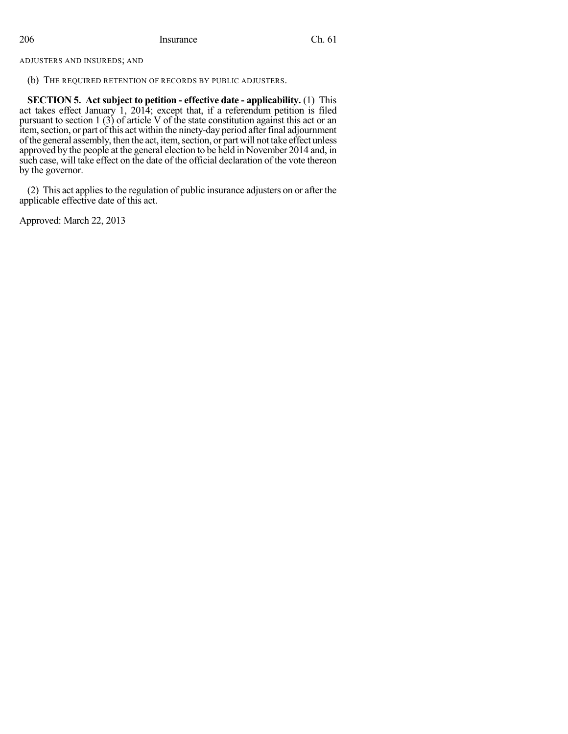ADJUSTERS AND INSUREDS; AND

(b) THE REQUIRED RETENTION OF RECORDS BY PUBLIC ADJUSTERS.

**SECTION 5. Act subject to petition - effective date - applicability.** (1) This act takes effect January 1, 2014; except that, if a referendum petition is filed pursuant to section 1 (3) of article V of the state constitution against this act or an item, section, or part of this act within the ninety-day period after final adjournment of the general assembly, then the act, item, section, or part will not take effect unless approved by the people at the general election to be held in November 2014 and, in such case, will take effect on the date of the official declaration of the vote thereon by the governor.

(2) This act applies to the regulation of public insurance adjusters on or after the applicable effective date of this act.

Approved: March 22, 2013